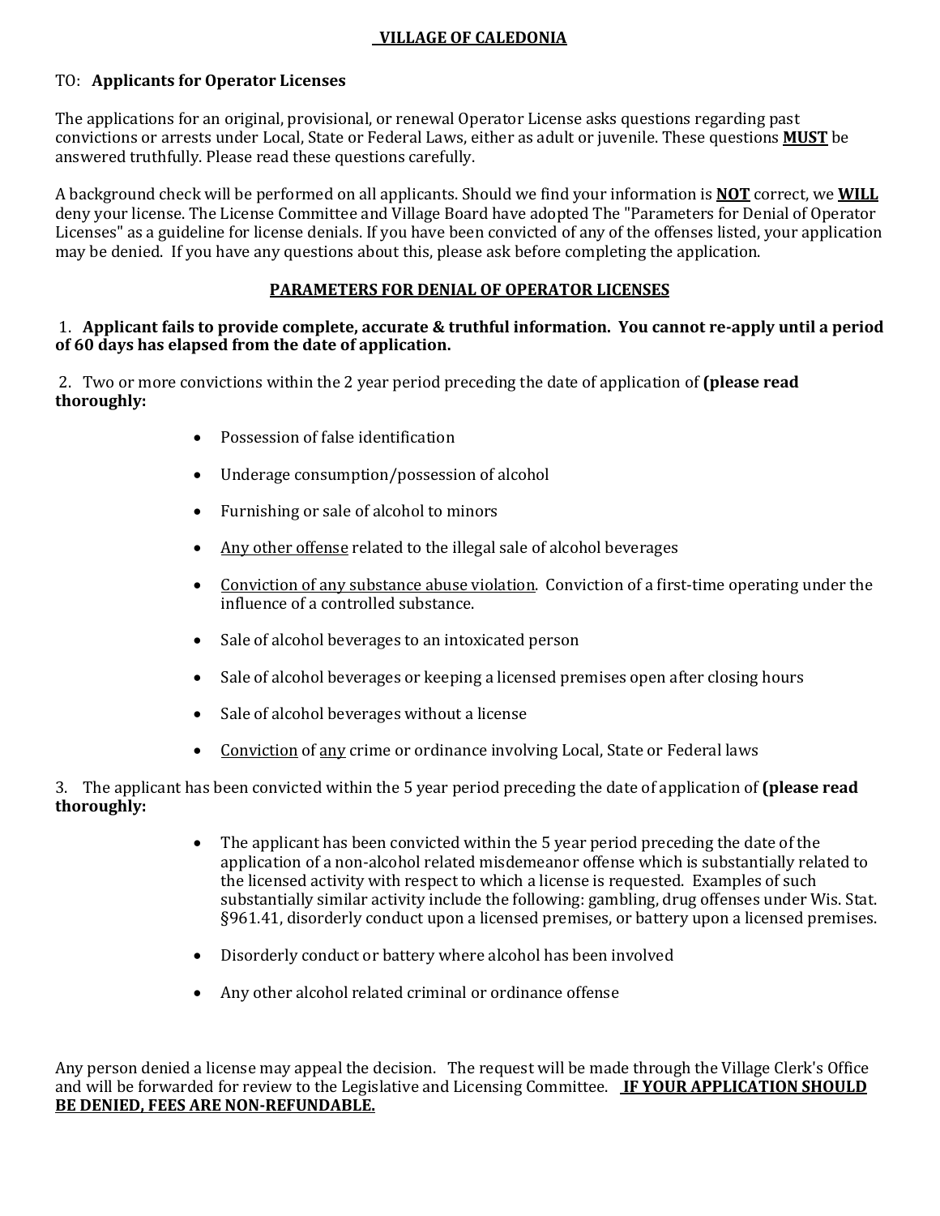# VILLAGE OF CALEDONIA

TO: **Applicants for Operator Licenses**

The applications for an original, provisional, or renewal Operator License asks questions regarding past convictions or arrests under Local, State or Federal Laws, either as adult or juvenile. These questions **MUST** be answered truthfully. Please read these questions carefully.

A background check will be performed on all applicants. Should we find your information is **NOT** correct, we **WILL** deny your license. The License Committee and Village Board have adopted The "Parameters for Denial of Operator Licenses" as a guideline for license denials. If you have been convicted of any of the offenses listed, your application may be denied. If you have any questions about this, please ask before completing the application.

## PARAMETERS FOR DENIAL OF OPERATOR LICENSES

1. **Applicant fails to provide complete, accurate & truthful information. You cannot re-apply until a period of 60 days has elapsed from the date of application.**

2. Two or more convictions within the 2 year period preceding the date of application of **(please read thoroughly:**

   - Possession of false identification
   - Underage consumption/possession of alcohol
   - Furnishing or sale of alcohol to minors
   - Any other offense related to the illegal sale of alcohol beverages
   - Conviction of any substance abuse violation. Conviction of a first-time operating under the influence of a controlled substance.
   - Sale of alcohol beverages to an intoxicated person
   - Sale of alcohol beverages or keeping a licensed premises open after closing hours
   - Sale of alcohol beverages without a license
   - Conviction of any crime or ordinance involving Local, State or Federal laws

3. The applicant has been convicted within the 5 year period preceding the date of application of **(please read thoroughly:**

   - The applicant has been convicted within the 5 year period preceding the date of the application of a non-alcohol related misdemeanor offense which is substantially related to the licensed activity with respect to which a license is requested. Examples of such substantially similar activity include the following: gambling, drug offenses under Wis. Stat. §961.41, disorderly conduct upon a licensed premises, or battery upon a licensed premises.
   - Disorderly conduct or battery where alcohol has been involved
   - Any other alcohol related criminal or ordinance offense

Any person denied a license may appeal the decision. The request will be made through the Village Clerk's Office and will be forwarded for review to the Legislative and Licensing Committee. **IF YOUR APPLICATION SHOULD BE DENIED, FEES ARE NON-REFUNDABLE.**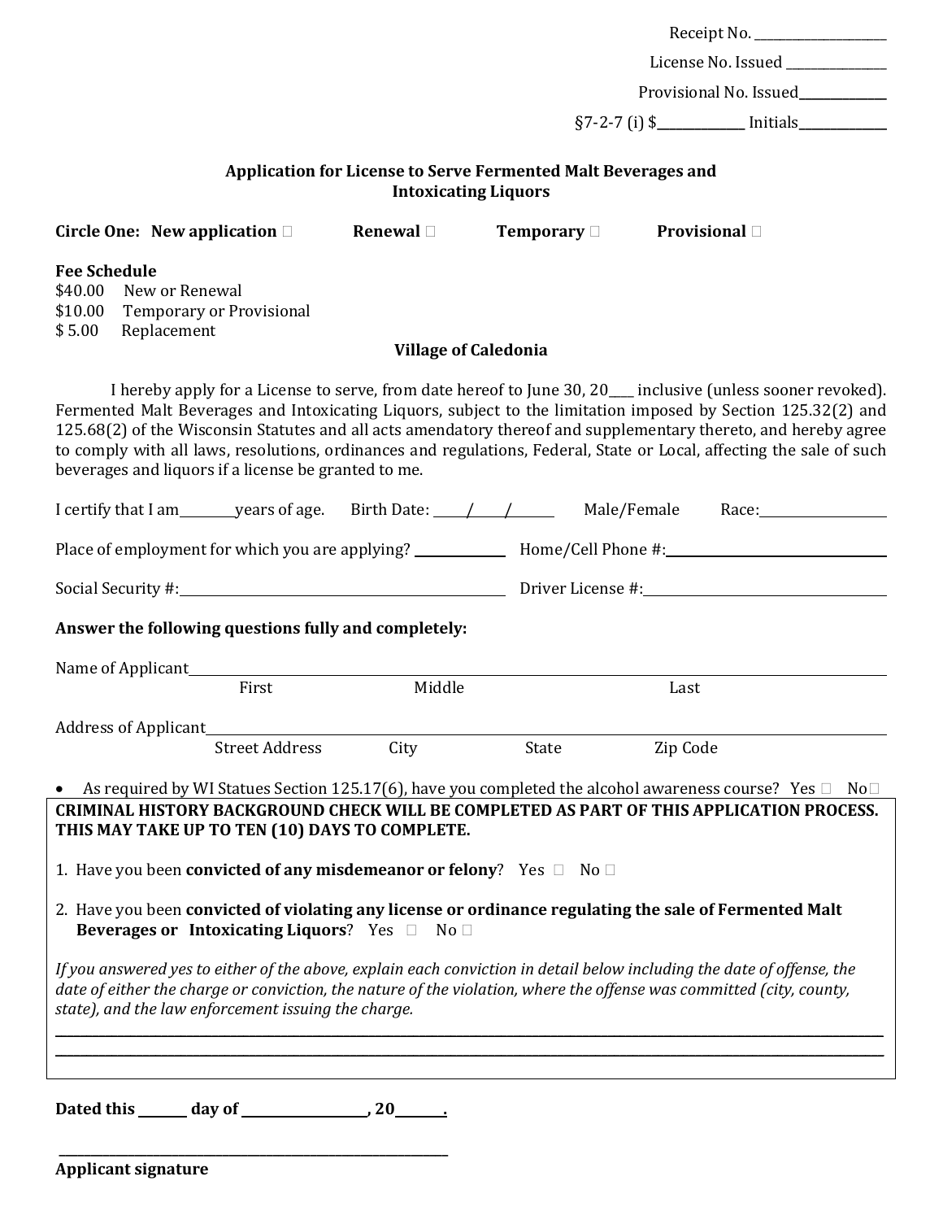Receipt No. ____________________

License No. Issued _______________

Provisional No. Issued______________

§7-2-7 (i) $______________ Initials______________

**Application for License to Serve Fermented Malt Beverages and Intoxicating Liquors**

**Circle One: New application ☐ Renewal ☐ Temporary ☐ Provisional ☐**

**Fee Schedule**

$40.00 New or Renewal
$10.00 Temporary or Provisional
$ 5.00 Replacement

**Village of Caledonia**

I hereby apply for a License to serve, from date hereof to June 30, 20____ inclusive (unless sooner revoked). Fermented Malt Beverages and Intoxicating Liquors, subject to the limitation imposed by Section 125.32(2) and 125.68(2) of the Wisconsin Statutes and all acts amendatory thereof and supplementary thereto, and hereby agree to comply with all laws, resolutions, ordinances and regulations, Federal, State or Local, affecting the sale of such beverages and liquors if a license be granted to me.

I certify that I am________years of age. Birth Date: _____/_____/_______ Male/Female Race:__________________

Place of employment for which you are applying? _____________ Home/Cell Phone #:______________________________

Social Security #:_______________________________________________ Driver License #:_____________________________

**Answer the following questions fully and completely:**

Name of Applicant_____________________________________________________________________________
First Middle Last

Address of Applicant___________________________________________________________________________
Street Address City State Zip Code

- As required by WI Statues Section 125.17(6), have you completed the alcohol awareness course? Yes ☐ No☐

**CRIMINAL HISTORY BACKGROUND CHECK WILL BE COMPLETED AS PART OF THIS APPLICATION PROCESS. THIS MAY TAKE UP TO TEN (10) DAYS TO COMPLETE.**

1. Have you been **convicted of any misdemeanor or felony**? Yes ☐ No ☐

2. Have you been **convicted of violating any license or ordinance regulating the sale of Fermented Malt Beverages or Intoxicating Liquors**? Yes ☐ No ☐

*If you answered yes to either of the above, explain each conviction in detail below including the date of offense, the date of either the charge or conviction, the nature of the violation, where the offense was committed (city, county, state), and the law enforcement issuing the charge.*

______________________________________________________________________________________________

______________________________________________________________________________________________

**Dated this _______ day of ___________________, 20_______.**

_______________________________________________________________

**Applicant signature**